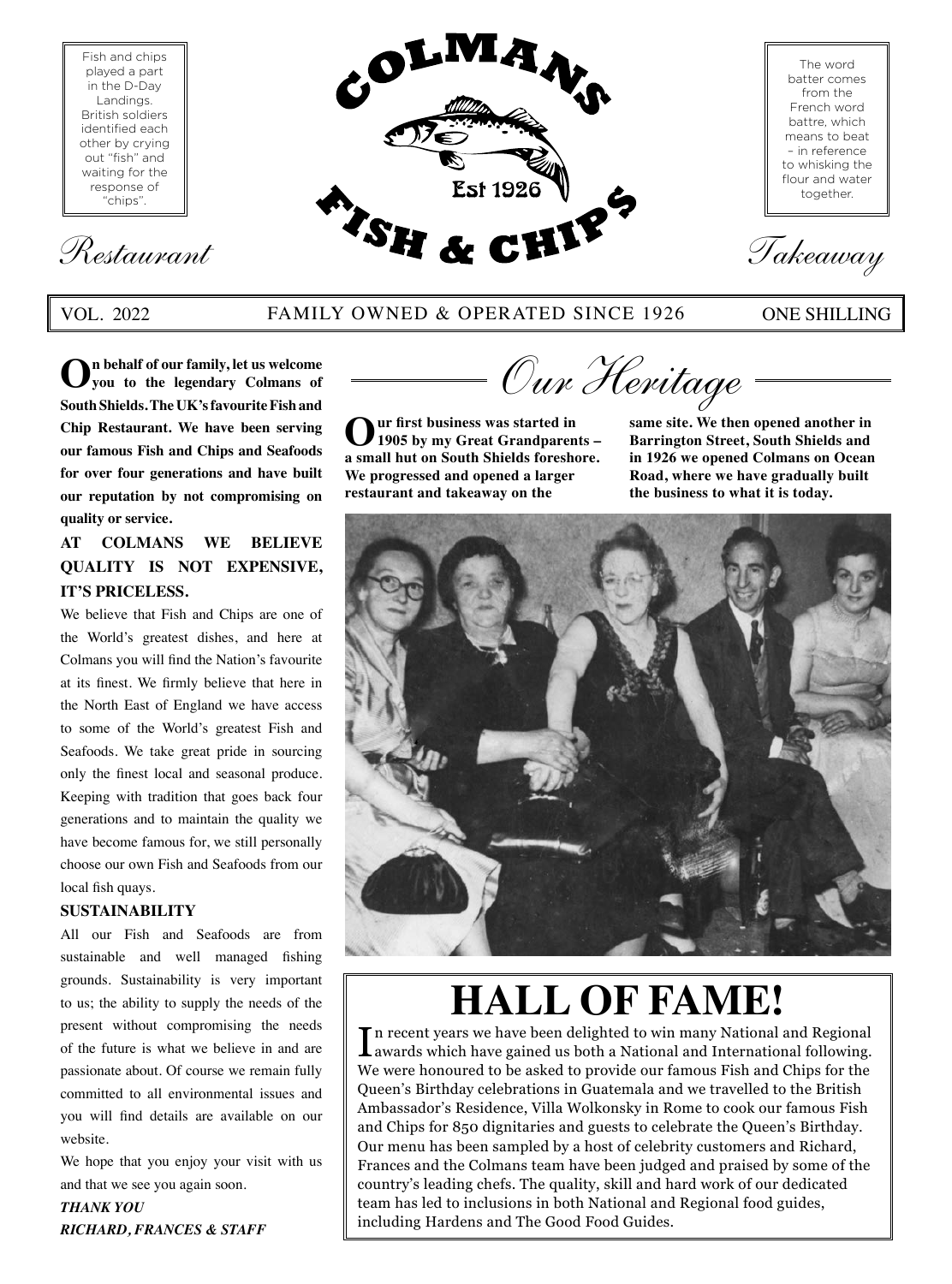Fish and chips played a part in the D-Day Landings. British soldiers identified each other by crying out "fish" and waiting for the response of "chips".

# COLMANS FISH & CHIPS

Est 1926

The word batter comes from the French word battre, which means to beat – in reference to whisking the flour and water together.

*Restaurant* *Takeaway*

VOL. 2022 FAMILY OWNED & OPERATED SINCE 1926 ONE SHILLING

**On behalf of our family, let us welcome you to the legendary Colmans of South Shields. The UK's favourite Fish and Chip Restaurant. We have been serving our famous Fish and Chips and Seafoods for over four generations and have built our reputation by not compromising on quality or service.**

**AT COLMANS WE BELIEVE QUALITY IS NOT EXPENSIVE, IT'S PRICELESS.**

We believe that Fish and Chips are one of the World's greatest dishes, and here at Colmans you will find the Nation's favourite at its finest. We firmly believe that here in the North East of England we have access to some of the World's greatest Fish and Seafoods. We take great pride in sourcing only the finest local and seasonal produce. Keeping with tradition that goes back four generations and to maintain the quality we have become famous for, we still personally choose our own Fish and Seafoods from our local fish quays.

**SUSTAINABILITY**

All our Fish and Seafoods are from sustainable and well managed fishing grounds. Sustainability is very important to us; the ability to supply the needs of the present without compromising the needs of the future is what we believe in and are passionate about. Of course we remain fully committed to all environmental issues and you will find details are available on our website.

We hope that you enjoy your visit with us and that we see you again soon.

***THANK YOU***

***RICHARD, FRANCES & STAFF***

## *Our Heritage*

**Our first business was started in 1905 by my Great Grandparents – a small hut on South Shields foreshore. We progressed and opened a larger restaurant and takeaway on the same site. We then opened another in Barrington Street, South Shields and in 1926 we opened Colmans on Ocean Road, where we have gradually built the business to what it is today.**

## HALL OF FAME!

In recent years we have been delighted to win many National and Regional awards which have gained us both a National and International following. We were honoured to be asked to provide our famous Fish and Chips for the Queen's Birthday celebrations in Guatemala and we travelled to the British Ambassador's Residence, Villa Wolkonsky in Rome to cook our famous Fish and Chips for 850 dignitaries and guests to celebrate the Queen's Birthday. Our menu has been sampled by a host of celebrity customers and Richard, Frances and the Colmans team have been judged and praised by some of the country's leading chefs. The quality, skill and hard work of our dedicated team has led to inclusions in both National and Regional food guides, including Hardens and The Good Food Guides.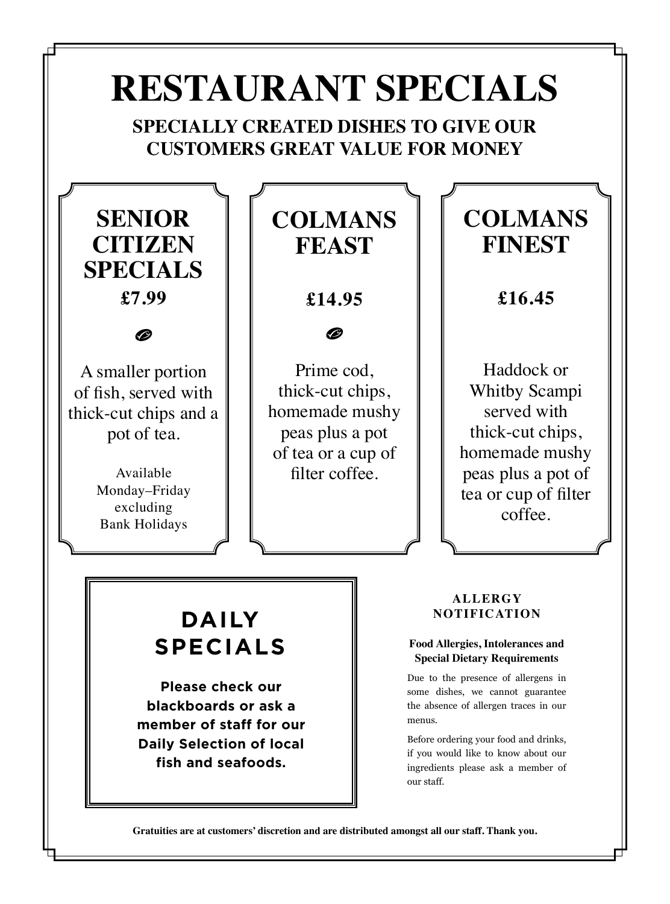# RESTAURANT SPECIALS

**SPECIALLY CREATED DISHES TO GIVE OUR CUSTOMERS GREAT VALUE FOR MONEY**

## SENIOR CITIZEN SPECIALS

**£7.99**

A smaller portion of fish, served with thick-cut chips and a pot of tea.

Available Monday–Friday excluding Bank Holidays

## COLMANS FEAST

**£14.95**

Prime cod, thick-cut chips, homemade mushy peas plus a pot of tea or a cup of filter coffee.

## COLMANS FINEST

**£16.45**

Haddock or Whitby Scampi served with thick-cut chips, homemade mushy peas plus a pot of tea or cup of filter coffee.

## DAILY SPECIALS

**Please check our blackboards or ask a member of staff for our Daily Selection of local fish and seafoods.**

### ALLERGY NOTIFICATION

**Food Allergies, Intolerances and Special Dietary Requirements**

Due to the presence of allergens in some dishes, we cannot guarantee the absence of allergen traces in our menus.

Before ordering your food and drinks, if you would like to know about our ingredients please ask a member of our staff.

**Gratuities are at customers' discretion and are distributed amongst all our staff. Thank you.**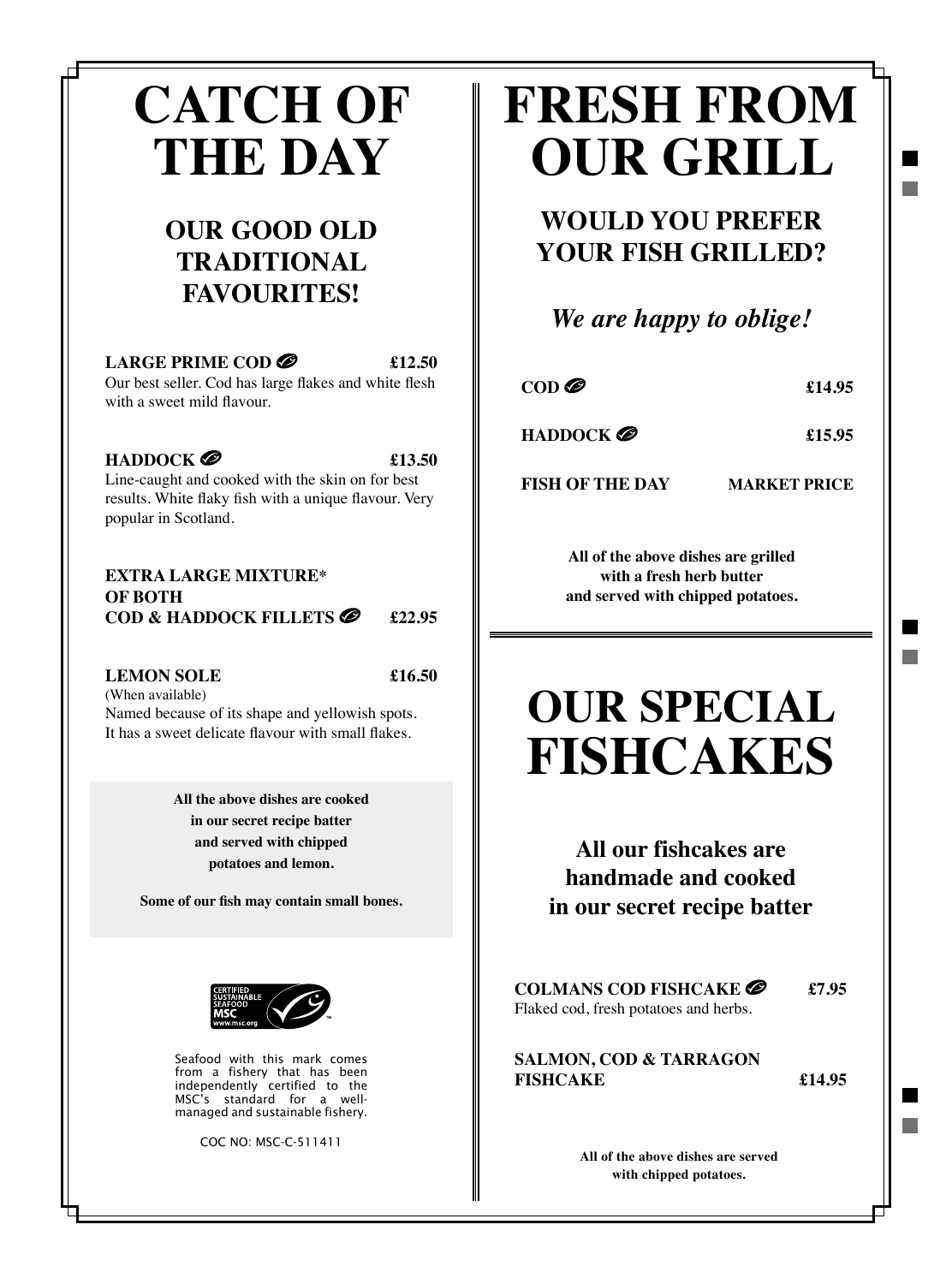# CATCH OF THE DAY

## OUR GOOD OLD TRADITIONAL FAVOURITES!

**LARGE PRIME COD** **£12.50**
Our best seller. Cod has large flakes and white flesh with a sweet mild flavour.

**HADDOCK** **£13.50**
Line-caught and cooked with the skin on for best results. White flaky fish with a unique flavour. Very popular in Scotland.

**EXTRA LARGE MIXTURE* OF BOTH COD & HADDOCK FILLETS** **£22.95**

**LEMON SOLE** **£16.50**
(When available)
Named because of its shape and yellowish spots. It has a sweet delicate flavour with small flakes.

**All the above dishes are cooked in our secret recipe batter and served with chipped potatoes and lemon.**

**Some of our fish may contain small bones.**

CERTIFIED SUSTAINABLE SEAFOOD MSC www.msc.org

Seafood with this mark comes from a fishery that has been independently certified to the MSC's standard for a well-managed and sustainable fishery.

COC NO: MSC-C-511411

# FRESH FROM OUR GRILL

## WOULD YOU PREFER YOUR FISH GRILLED?

*We are happy to oblige!*

**COD** **£14.95**

**HADDOCK** **£15.95**

**FISH OF THE DAY** **MARKET PRICE**

**All of the above dishes are grilled with a fresh herb butter and served with chipped potatoes.**

# OUR SPECIAL FISHCAKES

## All our fishcakes are handmade and cooked in our secret recipe batter

**COLMANS COD FISHCAKE** **£7.95**
Flaked cod, fresh potatoes and herbs.

**SALMON, COD & TARRAGON FISHCAKE** **£14.95**

**All of the above dishes are served with chipped potatoes.**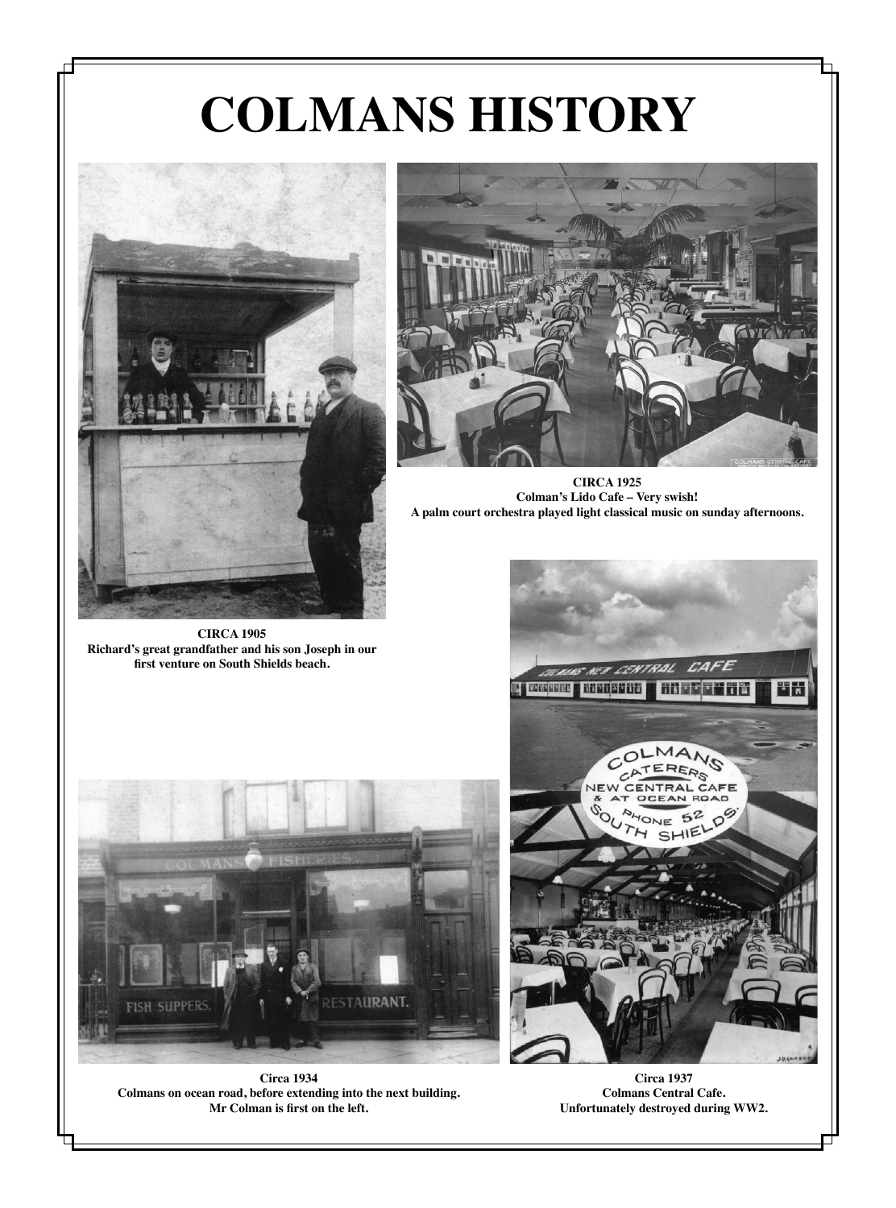# COLMANS HISTORY

**CIRCA 1905**
**Richard's great grandfather and his son Joseph in our first venture on South Shields beach.**

**CIRCA 1925**
**Colman's Lido Cafe – Very swish!**
**A palm court orchestra played light classical music on sunday afternoons.**

**Circa 1934**
**Colmans on ocean road, before extending into the next building.**
**Mr Colman is first on the left.**

**Circa 1937**
**Colmans Central Cafe.**
**Unfortunately destroyed during WW2.**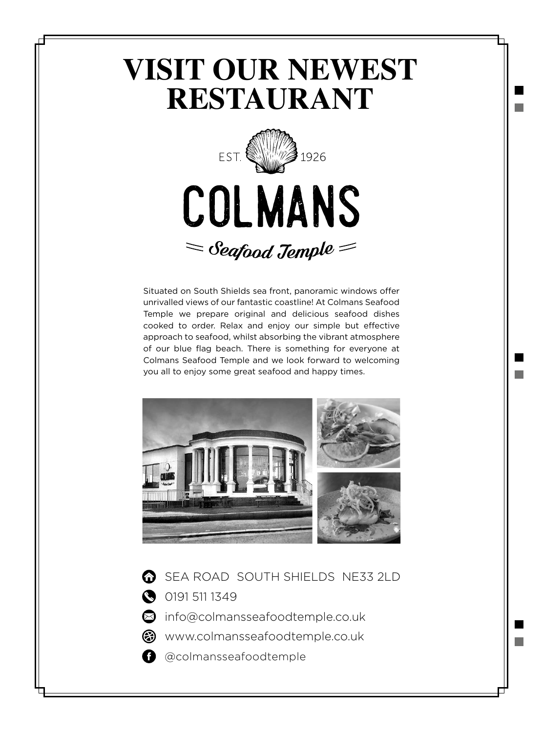# VISIT OUR NEWEST RESTAURANT

EST. 1926

## COLMANS

Seafood Temple

Situated on South Shields sea front, panoramic windows offer unrivalled views of our fantastic coastline! At Colmans Seafood Temple we prepare original and delicious seafood dishes cooked to order. Relax and enjoy our simple but effective approach to seafood, whilst absorbing the vibrant atmosphere of our blue flag beach. There is something for everyone at Colmans Seafood Temple and we look forward to welcoming you all to enjoy some great seafood and happy times.

- SEA ROAD SOUTH SHIELDS NE33 2LD
- 0191 511 1349
- info@colmansseafoodtemple.co.uk
- www.colmansseafoodtemple.co.uk
- @colmansseafoodtemple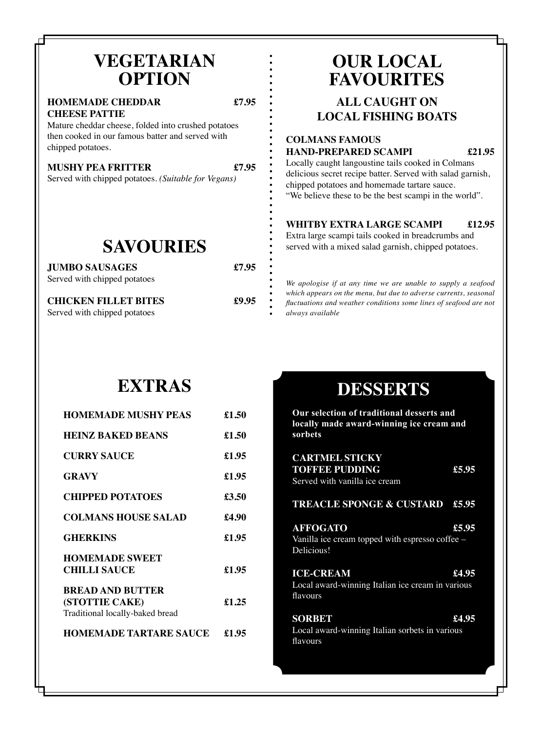# VEGETARIAN OPTION

**HOMEMADE CHEDDAR CHEESE PATTIE** **£7.95**
Mature cheddar cheese, folded into crushed potatoes then cooked in our famous batter and served with chipped potatoes.

**MUSHY PEA FRITTER** **£7.95**
Served with chipped potatoes. *(Suitable for Vegans)*

# SAVOURIES

**JUMBO SAUSAGES** **£7.95**
Served with chipped potatoes

**CHICKEN FILLET BITES** **£9.95**
Served with chipped potatoes

# OUR LOCAL FAVOURITES

## ALL CAUGHT ON LOCAL FISHING BOATS

**COLMANS FAMOUS HAND-PREPARED SCAMPI** **£21.95**
Locally caught langoustine tails cooked in Colmans delicious secret recipe batter. Served with salad garnish, chipped potatoes and homemade tartare sauce.
"We believe these to be the best scampi in the world".

**WHITBY EXTRA LARGE SCAMPI** **£12.95**
Extra large scampi tails cooked in breadcrumbs and served with a mixed salad garnish, chipped potatoes.

*We apologise if at any time we are unable to supply a seafood which appears on the menu, but due to adverse currents, seasonal fluctuations and weather conditions some lines of seafood are not always available*

# EXTRAS

| Item | Price |
|---|---|
| **HOMEMADE MUSHY PEAS** | **£1.50** |
| **HEINZ BAKED BEANS** | **£1.50** |
| **CURRY SAUCE** | **£1.95** |
| **GRAVY** | **£1.95** |
| **CHIPPED POTATOES** | **£3.50** |
| **COLMANS HOUSE SALAD** | **£4.90** |
| **GHERKINS** | **£1.95** |
| **HOMEMADE SWEET CHILLI SAUCE** | **£1.95** |
| **BREAD AND BUTTER (STOTTIE CAKE)** Traditional locally-baked bread | **£1.25** |
| **HOMEMADE TARTARE SAUCE** | **£1.95** |

# DESSERTS

**Our selection of traditional desserts and locally made award-winning ice cream and sorbets**

**CARTMEL STICKY TOFFEE PUDDING** **£5.95**
Served with vanilla ice cream

**TREACLE SPONGE & CUSTARD** **£5.95**

**AFFOGATO** **£5.95**
Vanilla ice cream topped with espresso coffee – Delicious!

**ICE-CREAM** **£4.95**
Local award-winning Italian ice cream in various flavours

**SORBET** **£4.95**
Local award-winning Italian sorbets in various flavours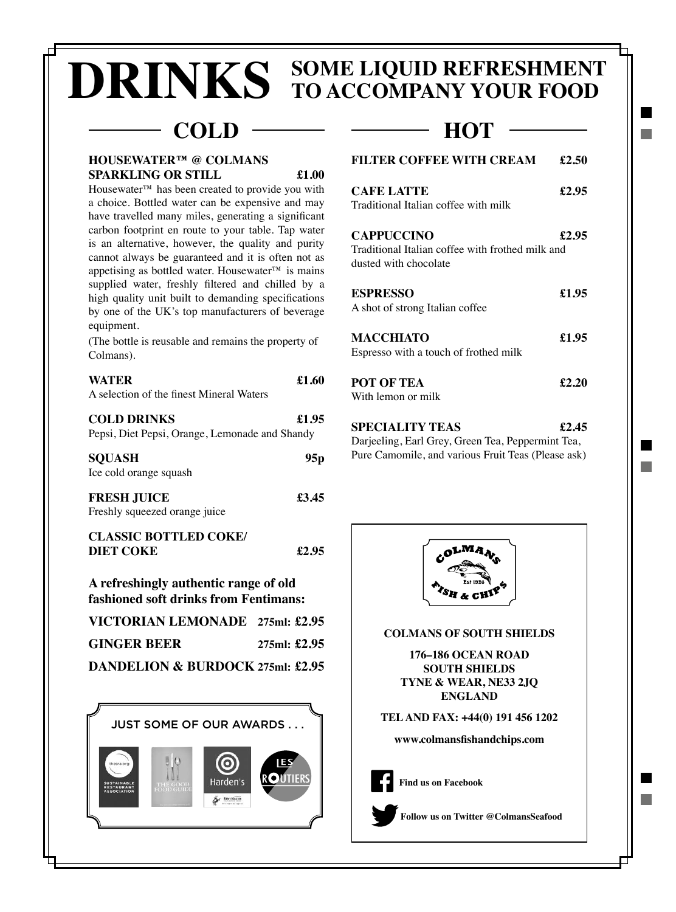# DRINKS

## SOME LIQUID REFRESHMENT TO ACCOMPANY YOUR FOOD

## COLD

**HOUSEWATER™ @ COLMANS SPARKLING OR STILL** **£1.00**

Housewater™ has been created to provide you with a choice. Bottled water can be expensive and may have travelled many miles, generating a significant carbon footprint en route to your table. Tap water is an alternative, however, the quality and purity cannot always be guaranteed and it is often not as appetising as bottled water. Housewater™ is mains supplied water, freshly filtered and chilled by a high quality unit built to demanding specifications by one of the UK's top manufacturers of beverage equipment.

(The bottle is reusable and remains the property of Colmans).

**WATER** **£1.60**
A selection of the finest Mineral Waters

**COLD DRINKS** **£1.95**
Pepsi, Diet Pepsi, Orange, Lemonade and Shandy

**SQUASH** **95p**
Ice cold orange squash

**FRESH JUICE** **£3.45**
Freshly squeezed orange juice

**CLASSIC BOTTLED COKE/ DIET COKE** **£2.95**

**A refreshingly authentic range of old fashioned soft drinks from Fentimans:**

**VICTORIAN LEMONADE** **275ml: £2.95**

**GINGER BEER** **275ml: £2.95**

**DANDELION & BURDOCK** **275ml: £2.95**

JUST SOME OF OUR AWARDS . . .

## HOT

**FILTER COFFEE WITH CREAM** **£2.50**

**CAFE LATTE** **£2.95**
Traditional Italian coffee with milk

**CAPPUCCINO** **£2.95**
Traditional Italian coffee with frothed milk and dusted with chocolate

**ESPRESSO** **£1.95**
A shot of strong Italian coffee

**MACCHIATO** **£1.95**
Espresso with a touch of frothed milk

**POT OF TEA** **£2.20**
With lemon or milk

**SPECIALITY TEAS** **£2.45**
Darjeeling, Earl Grey, Green Tea, Peppermint Tea, Pure Camomile, and various Fruit Teas (Please ask)

**COLMANS OF SOUTH SHIELDS**

**176–186 OCEAN ROAD**
**SOUTH SHIELDS**
**TYNE & WEAR, NE33 2JQ**
**ENGLAND**

**TEL AND FAX: +44(0) 191 456 1202**

**www.colmansfishandchips.com**

**Find us on Facebook**

**Follow us on Twitter @ColmansSeafood**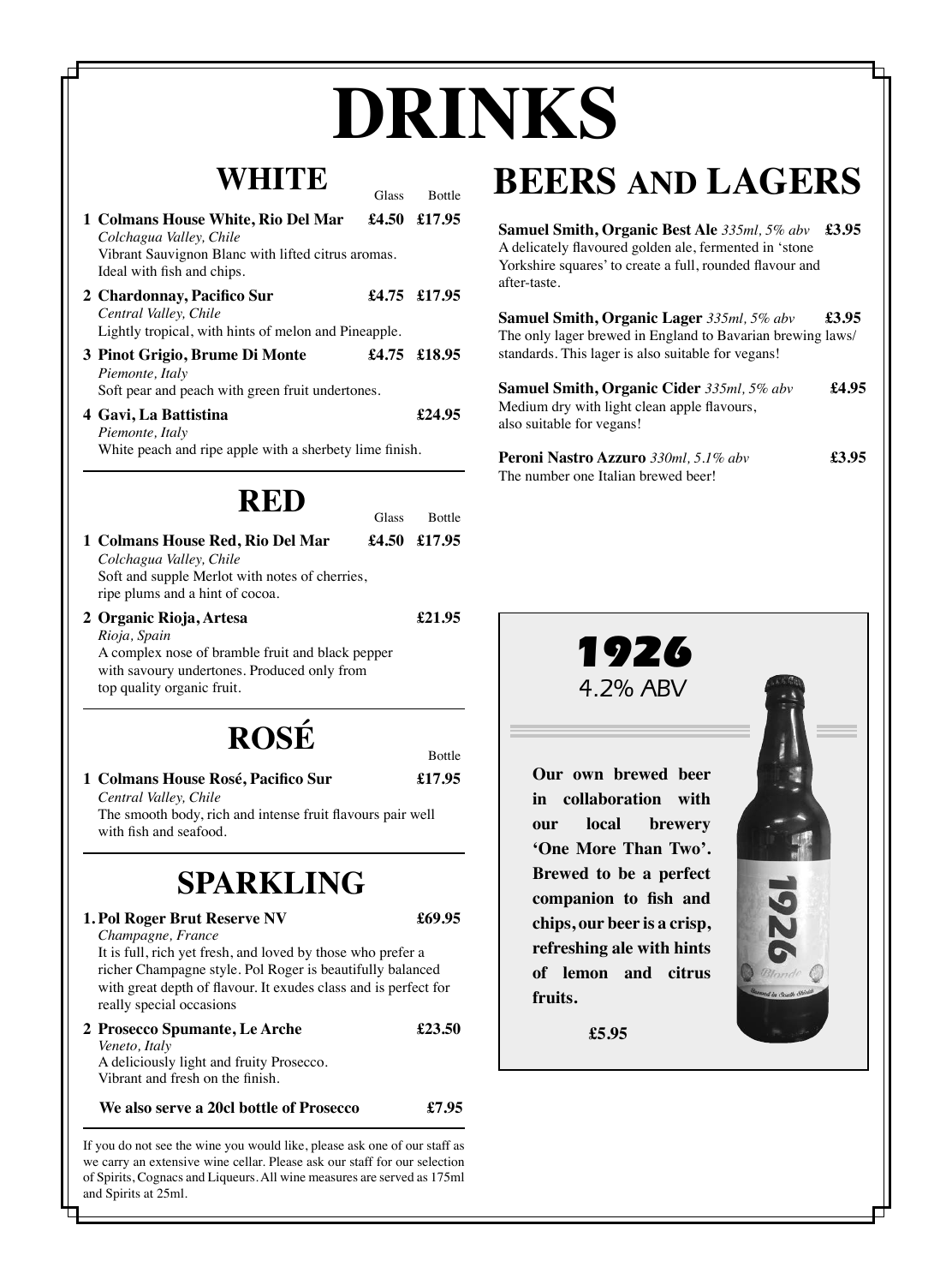# DRINKS

## WHITE

| | Glass | Bottle |
|---|---|---|
| **1 Colmans House White, Rio Del Mar** | **£4.50** | **£17.95** |
| **2 Chardonnay, Pacifico Sur** | **£4.75** | **£17.95** |
| **3 Pinot Grigio, Brume Di Monte** | **£4.75** | **£18.95** |
| **4 Gavi, La Battistina** | | **£24.95** |

**1 Colmans House White, Rio Del Mar**
*Colchagua Valley, Chile*
Vibrant Sauvignon Blanc with lifted citrus aromas. Ideal with fish and chips.

**2 Chardonnay, Pacifico Sur**
*Central Valley, Chile*
Lightly tropical, with hints of melon and Pineapple.

**3 Pinot Grigio, Brume Di Monte**
*Piemonte, Italy*
Soft pear and peach with green fruit undertones.

**4 Gavi, La Battistina**
*Piemonte, Italy*
White peach and ripe apple with a sherbety lime finish.

## RED

| | Glass | Bottle |
|---|---|---|
| **1 Colmans House Red, Rio Del Mar** | **£4.50** | **£17.95** |
| **2 Organic Rioja, Artesa** | | **£21.95** |

**1 Colmans House Red, Rio Del Mar**
*Colchagua Valley, Chile*
Soft and supple Merlot with notes of cherries, ripe plums and a hint of cocoa.

**2 Organic Rioja, Artesa**
*Rioja, Spain*
A complex nose of bramble fruit and black pepper with savoury undertones. Produced only from top quality organic fruit.

## ROSÉ

Bottle

**1 Colmans House Rosé, Pacifico Sur** **£17.95**
*Central Valley, Chile*
The smooth body, rich and intense fruit flavours pair well with fish and seafood.

## SPARKLING

**1. Pol Roger Brut Reserve NV** **£69.95**
*Champagne, France*
It is full, rich yet fresh, and loved by those who prefer a richer Champagne style. Pol Roger is beautifully balanced with great depth of flavour. It exudes class and is perfect for really special occasions

**2 Prosecco Spumante, Le Arche** **£23.50**
*Veneto, Italy*
A deliciously light and fruity Prosecco. Vibrant and fresh on the finish.

**We also serve a 20cl bottle of Prosecco** **£7.95**

If you do not see the wine you would like, please ask one of our staff as we carry an extensive wine cellar. Please ask our staff for our selection of Spirits, Cognacs and Liqueurs. All wine measures are served as 175ml and Spirits at 25ml.

## BEERS AND LAGERS

**Samuel Smith, Organic Best Ale** *335ml, 5% abv* **£3.95**
A delicately flavoured golden ale, fermented in 'stone Yorkshire squares' to create a full, rounded flavour and after-taste.

**Samuel Smith, Organic Lager** *335ml, 5% abv* **£3.95**
The only lager brewed in England to Bavarian brewing laws/standards. This lager is also suitable for vegans!

**Samuel Smith, Organic Cider** *335ml, 5% abv* **£4.95**
Medium dry with light clean apple flavours, also suitable for vegans!

**Peroni Nastro Azzuro** *330ml, 5.1% abv* **£3.95**
The number one Italian brewed beer!

### 1926
4.2% ABV

**Our own brewed beer in collaboration with our local brewery 'One More Than Two'. Brewed to be a perfect companion to fish and chips, our beer is a crisp, refreshing ale with hints of lemon and citrus fruits.**

**£5.95**